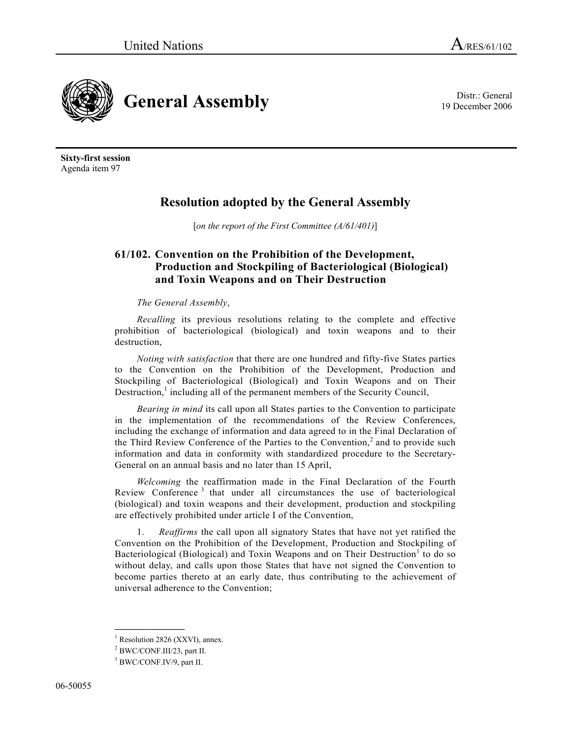United Nations A/RES/61/102

# General Assembly

Distr.: General
19 December 2006

**Sixty-first session**
Agenda item 97

## Resolution adopted by the General Assembly

[*on the report of the First Committee (A/61/401)*]

### 61/102. Convention on the Prohibition of the Development, Production and Stockpiling of Bacteriological (Biological) and Toxin Weapons and on Their Destruction

*The General Assembly*,

*Recalling* its previous resolutions relating to the complete and effective prohibition of bacteriological (biological) and toxin weapons and to their destruction,

*Noting with satisfaction* that there are one hundred and fifty-five States parties to the Convention on the Prohibition of the Development, Production and Stockpiling of Bacteriological (Biological) and Toxin Weapons and on Their Destruction,[1] including all of the permanent members of the Security Council,

*Bearing in mind* its call upon all States parties to the Convention to participate in the implementation of the recommendations of the Review Conferences, including the exchange of information and data agreed to in the Final Declaration of the Third Review Conference of the Parties to the Convention,[2] and to provide such information and data in conformity with standardized procedure to the Secretary-General on an annual basis and no later than 15 April,

*Welcoming* the reaffirmation made in the Final Declaration of the Fourth Review Conference[3] that under all circumstances the use of bacteriological (biological) and toxin weapons and their development, production and stockpiling are effectively prohibited under article I of the Convention,

1. *Reaffirms* the call upon all signatory States that have not yet ratified the Convention on the Prohibition of the Development, Production and Stockpiling of Bacteriological (Biological) and Toxin Weapons and on Their Destruction[1] to do so without delay, and calls upon those States that have not signed the Convention to become parties thereto at an early date, thus contributing to the achievement of universal adherence to the Convention;

---

[1] Resolution 2826 (XXVI), annex.

[2] BWC/CONF.III/23, part II.

[3] BWC/CONF.IV/9, part II.

06-50055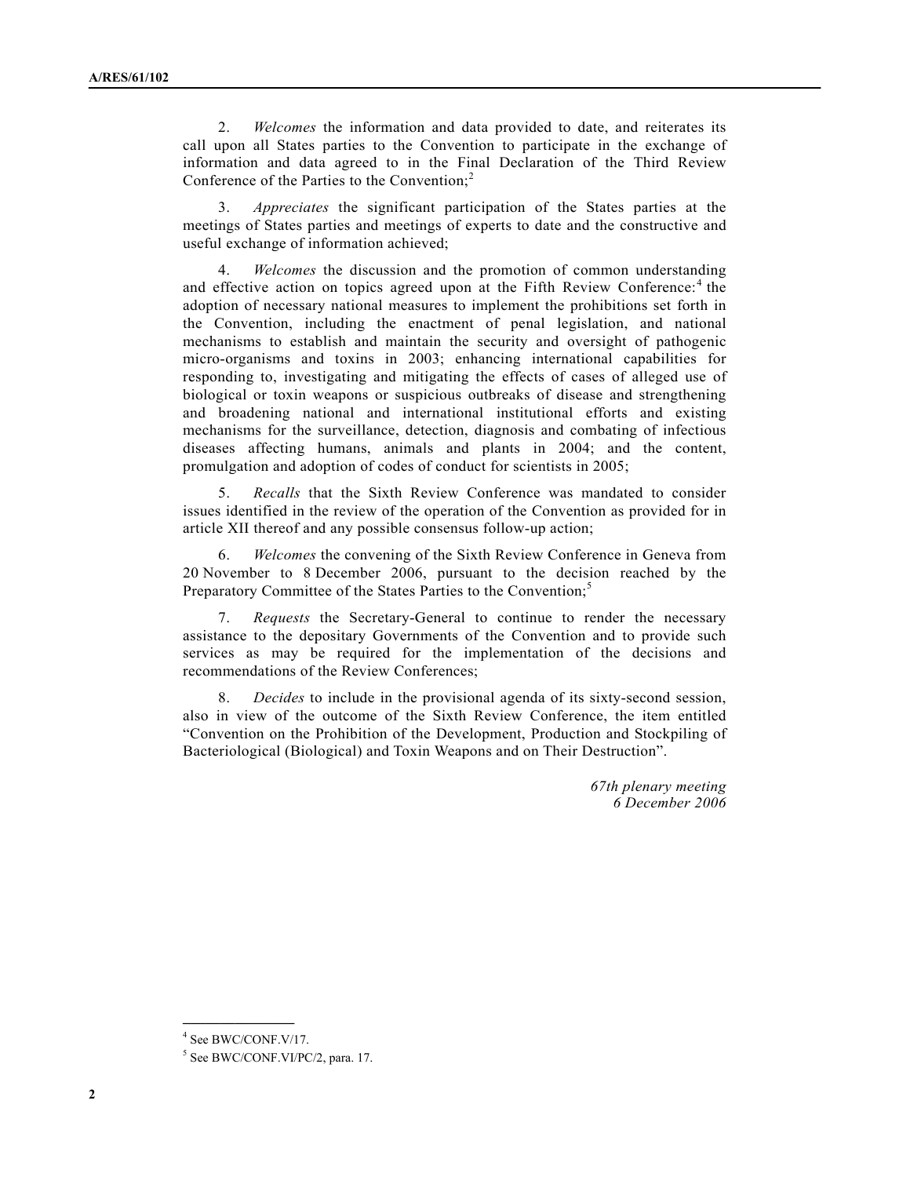2. *Welcomes* the information and data provided to date, and reiterates its call upon all States parties to the Convention to participate in the exchange of information and data agreed to in the Final Declaration of the Third Review Conference of the Parties to the Convention;[2]

3. *Appreciates* the significant participation of the States parties at the meetings of States parties and meetings of experts to date and the constructive and useful exchange of information achieved;

4. *Welcomes* the discussion and the promotion of common understanding and effective action on topics agreed upon at the Fifth Review Conference:[4] the adoption of necessary national measures to implement the prohibitions set forth in the Convention, including the enactment of penal legislation, and national mechanisms to establish and maintain the security and oversight of pathogenic micro-organisms and toxins in 2003; enhancing international capabilities for responding to, investigating and mitigating the effects of cases of alleged use of biological or toxin weapons or suspicious outbreaks of disease and strengthening and broadening national and international institutional efforts and existing mechanisms for the surveillance, detection, diagnosis and combating of infectious diseases affecting humans, animals and plants in 2004; and the content, promulgation and adoption of codes of conduct for scientists in 2005;

5. *Recalls* that the Sixth Review Conference was mandated to consider issues identified in the review of the operation of the Convention as provided for in article XII thereof and any possible consensus follow-up action;

6. *Welcomes* the convening of the Sixth Review Conference in Geneva from 20 November to 8 December 2006, pursuant to the decision reached by the Preparatory Committee of the States Parties to the Convention;[5]

7. *Requests* the Secretary-General to continue to render the necessary assistance to the depositary Governments of the Convention and to provide such services as may be required for the implementation of the decisions and recommendations of the Review Conferences;

8. *Decides* to include in the provisional agenda of its sixty-second session, also in view of the outcome of the Sixth Review Conference, the item entitled "Convention on the Prohibition of the Development, Production and Stockpiling of Bacteriological (Biological) and Toxin Weapons and on Their Destruction".

*67th plenary meeting*
*6 December 2006*

---

[4] See BWC/CONF.V/17.

[5] See BWC/CONF.VI/PC/2, para. 17.